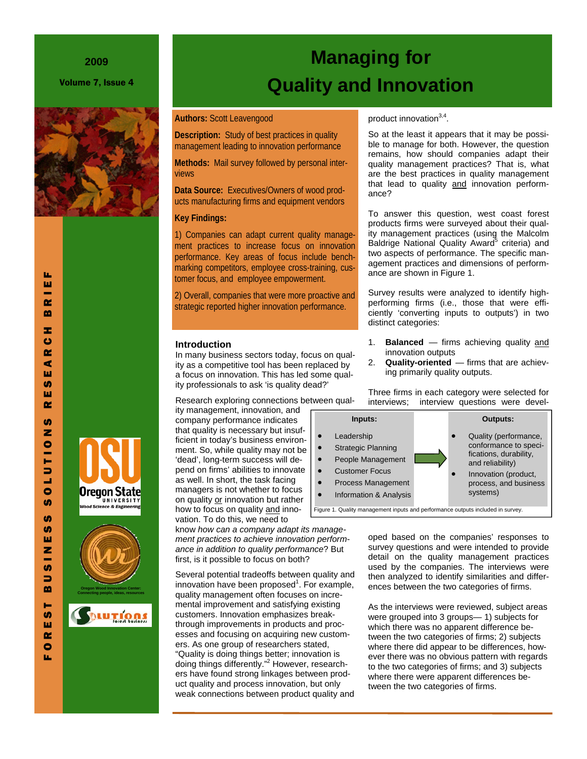# Managing for Quality and Innovation

**Authors:** Scott Leavengood

**Description:** Study of best practices in quality management leading to innovation performance

**Methods:** Mail survey followed by personal interviews

**Data Source:** Executives/Owners of wood products manufacturing firms and equipment vendors

**Key Findings:**

1) Companies can adapt current quality management practices to increase focus on innovation performance. Key areas of focus include benchmarking competitors, employee cross-training, customer focus, and employee empowerment.

2) Overall, companies that were more proactive and strategic reported higher innovation performance.

## Introduction

In many business sectors today, focus on quality as a competitive tool has been replaced by a focus on innovation. This has led some quality professionals to ask 'is quality dead?'

Research exploring connections between quality management, innovation, and company performance indicates that quality is necessary but insufficient in today's business environment. So, while quality may not be 'dead', long-term success will depend on firms' abilities to innovate as well. In short, the task facing managers is not whether to focus on quality or innovation but rather how to focus on quality and innovation. To do this, we need to know *how can a company adapt its management practices to achieve innovation performance in addition to quality performance*? But first, is it possible to focus on both?

Several potential tradeoffs between quality and innovation have been proposed[1]. For example, quality management often focuses on incremental improvement and satisfying existing customers. Innovation emphasizes breakthrough improvements in products and processes and focusing on acquiring new customers. As one group of researchers stated, "Quality is doing things better; innovation is doing things differently."[2] However, researchers have found strong linkages between product quality and process innovation, but only weak connections between product quality and product innovation[3,4].

So at the least it appears that it may be possible to manage for both. However, the question remains, how should companies adapt their quality management practices? That is, what are the best practices in quality management that lead to quality and innovation performance?

To answer this question, west coast forest products firms were surveyed about their quality management practices (using the Malcolm Baldrige National Quality Award[5] criteria) and two aspects of performance. The specific management practices and dimensions of performance are shown in Figure 1.

Survey results were analyzed to identify high-performing firms (i.e., those that were efficiently 'converting inputs to outputs') in two distinct categories:

1. **Balanced** — firms achieving quality and innovation outputs
2. **Quality-oriented** — firms that are achieving primarily quality outputs.

Three firms in each category were selected for interviews; interview questions were developed based on the companies' responses to survey questions and were intended to provide detail on the quality management practices used by the companies. The interviews were then analyzed to identify similarities and differences between the two categories of firms.

| Inputs: | | Outputs: |
|---|---|---|
| • Leadership<br>• Strategic Planning<br>• People Management<br>• Customer Focus<br>• Process Management<br>• Information & Analysis | → | • Quality (performance, conformance to specifications, durability, and reliability)<br>• Innovation (product, process, and business systems) |

Figure 1. Quality management inputs and performance outputs included in survey.

As the interviews were reviewed, subject areas were grouped into 3 groups— 1) subjects for which there was no apparent difference between the two categories of firms; 2) subjects where there did appear to be differences, however there was no obvious pattern with regards to the two categories of firms; and 3) subjects where there were apparent differences between the two categories of firms.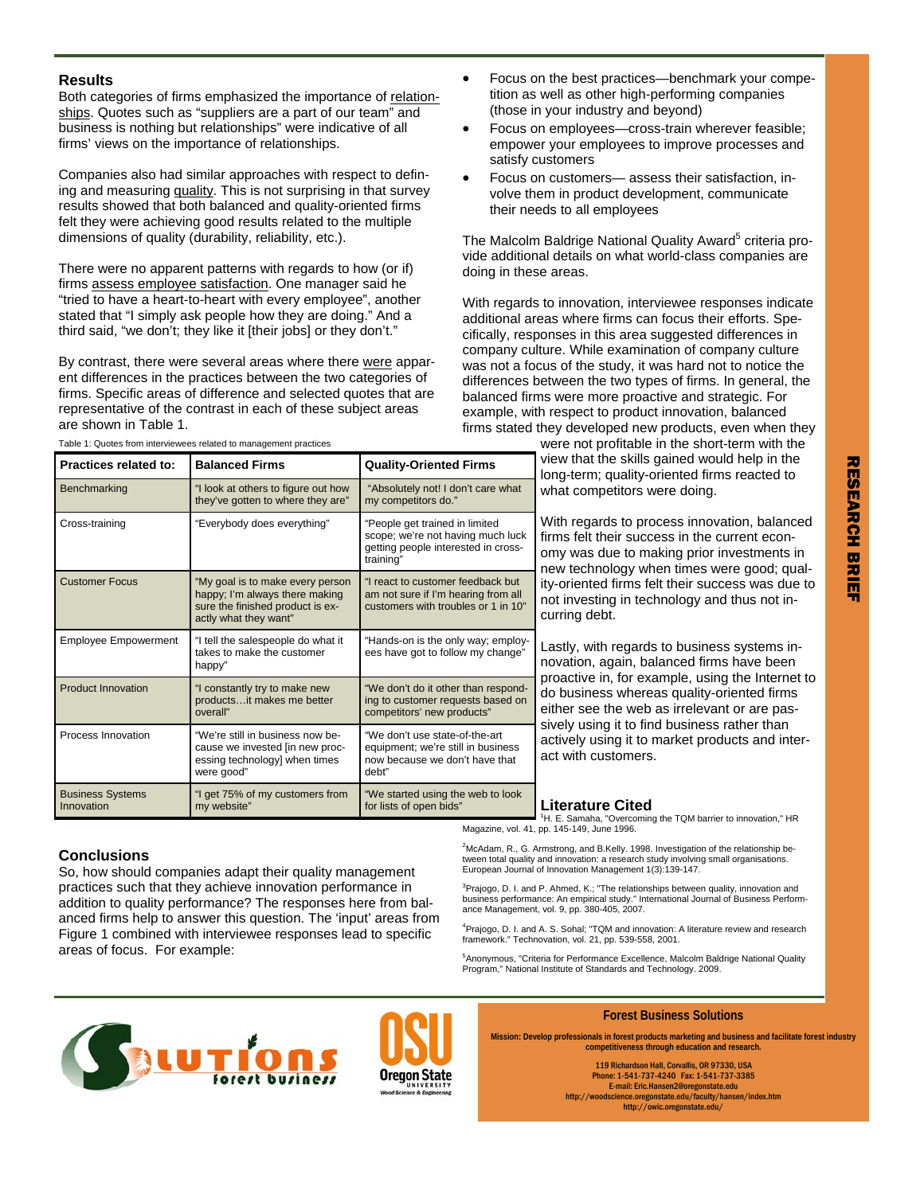## Results

Both categories of firms emphasized the importance of relationships. Quotes such as "suppliers are a part of our team" and business is nothing but relationships" were indicative of all firms' views on the importance of relationships.

Companies also had similar approaches with respect to defining and measuring quality. This is not surprising in that survey results showed that both balanced and quality-oriented firms felt they were achieving good results related to the multiple dimensions of quality (durability, reliability, etc.).

There were no apparent patterns with regards to how (or if) firms assess employee satisfaction. One manager said he "tried to have a heart-to-heart with every employee", another stated that "I simply ask people how they are doing." And a third said, "we don't; they like it [their jobs] or they don't."

By contrast, there were several areas where there were apparent differences in the practices between the two categories of firms. Specific areas of difference and selected quotes that are representative of the contrast in each of these subject areas are shown in Table 1.

Table 1: Quotes from interviewees related to management practices

| Practices related to: | Balanced Firms | Quality-Oriented Firms |
|---|---|---|
| Benchmarking | "I look at others to figure out how they've gotten to where they are" | "Absolutely not! I don't care what my competitors do." |
| Cross-training | "Everybody does everything" | "People get trained in limited scope; we're not having much luck getting people interested in cross-training" |
| Customer Focus | "My goal is to make every person happy; I'm always there making sure the finished product is exactly what they want" | "I react to customer feedback but am not sure if I'm hearing from all customers with troubles or 1 in 10" |
| Employee Empowerment | "I tell the salespeople do what it takes to make the customer happy" | "Hands-on is the only way; employees have got to follow my change" |
| Product Innovation | "I constantly try to make new products…it makes me better overall" | "We don't do it other than responding to customer requests based on competitors' new products" |
| Process Innovation | "We're still in business now because we invested [in new processing technology] when times were good" | "We don't use state-of-the-art equipment; we're still in business now because we don't have that debt" |
| Business Systems Innovation | "I get 75% of my customers from my website" | "We started using the web to look for lists of open bids" |

## Conclusions

So, how should companies adapt their quality management practices such that they achieve innovation performance in addition to quality performance? The responses here from balanced firms help to answer this question. The 'input' areas from Figure 1 combined with interviewee responses lead to specific areas of focus. For example:

- Focus on the best practices—benchmark your competition as well as other high-performing companies (those in your industry and beyond)
- Focus on employees—cross-train wherever feasible; empower your employees to improve processes and satisfy customers
- Focus on customers— assess their satisfaction, involve them in product development, communicate their needs to all employees

The Malcolm Baldrige National Quality Award[5] criteria provide additional details on what world-class companies are doing in these areas.

With regards to innovation, interviewee responses indicate additional areas where firms can focus their efforts. Specifically, responses in this area suggested differences in company culture. While examination of company culture was not a focus of the study, it was hard not to notice the differences between the two types of firms. In general, the balanced firms were more proactive and strategic. For example, with respect to product innovation, balanced firms stated they developed new products, even when they were not profitable in the short-term with the view that the skills gained would help in the long-term; quality-oriented firms reacted to what competitors were doing.

With regards to process innovation, balanced firms felt their success in the current economy was due to making prior investments in new technology when times were good; quality-oriented firms felt their success was due to not investing in technology and thus not incurring debt.

Lastly, with regards to business systems innovation, again, balanced firms have been proactive in, for example, using the Internet to do business whereas quality-oriented firms either see the web as irrelevant or are passively using it to find business rather than actively using it to market products and interact with customers.

## Literature Cited

[1]H. E. Samaha, "Overcoming the TQM barrier to innovation," HR Magazine, vol. 41, pp. 145-149, June 1996.

[2]McAdam, R., G. Armstrong, and B.Kelly. 1998. Investigation of the relationship between total quality and innovation: a research study involving small organisations. European Journal of Innovation Management 1(3):139-147.

[3]Prajogo, D. I. and P. Ahmed, K.; "The relationships between quality, innovation and business performance: An empirical study." International Journal of Business Performance Management, vol. 9, pp. 380-405, 2007.

[4]Prajogo, D. I. and A. S. Sohal; "TQM and innovation: A literature review and research framework." Technovation, vol. 21, pp. 539-558, 2001.

[5]Anonymous, "Criteria for Performance Excellence, Malcolm Baldrige National Quality Program," National Institute of Standards and Technology. 2009.

**Forest Business Solutions**

**Mission: Develop professionals in forest products marketing and business and facilitate forest industry competitiveness through education and research.**

119 Richardson Hall, Corvallis, OR 97330, USA
Phone: 1-541-737-4240 Fax: 1-541-737-3385
E-mail: Eric.Hansen2@oregonstate.edu
http://woodscience.oregonstate.edu/faculty/hansen/index.htm
http://owic.oregonstate.edu/